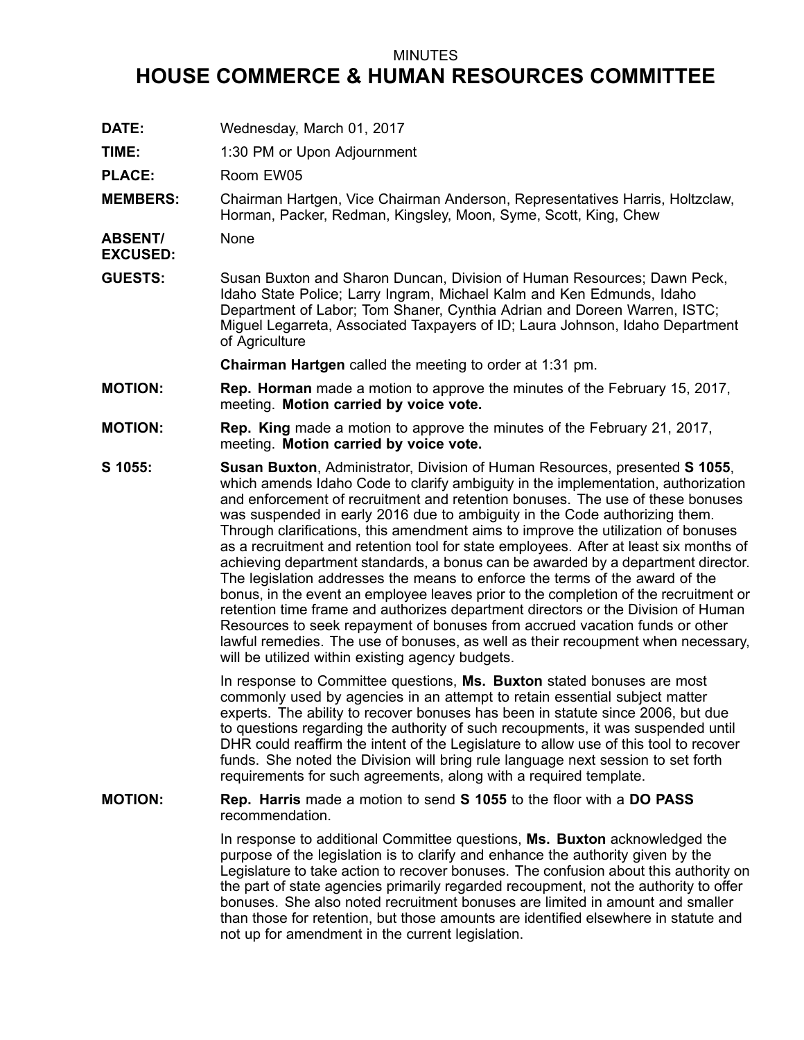MINUTES

# HOUSE COMMERCE & HUMAN RESOURCES COMMITTEE

**DATE:** Wednesday, March 01, 2017

**TIME:** 1:30 PM or Upon Adjournment

**PLACE:** Room EW05

**MEMBERS:** Chairman Hartgen, Vice Chairman Anderson, Representatives Harris, Holtzclaw, Horman, Packer, Redman, Kingsley, Moon, Syme, Scott, King, Chew

**ABSENT/ EXCUSED:** None

**GUESTS:** Susan Buxton and Sharon Duncan, Division of Human Resources; Dawn Peck, Idaho State Police; Larry Ingram, Michael Kalm and Ken Edmunds, Idaho Department of Labor; Tom Shaner, Cynthia Adrian and Doreen Warren, ISTC; Miguel Legarreta, Associated Taxpayers of ID; Laura Johnson, Idaho Department of Agriculture

**Chairman Hartgen** called the meeting to order at 1:31 pm.

**MOTION:** **Rep. Horman** made a motion to approve the minutes of the February 15, 2017, meeting. **Motion carried by voice vote.**

**MOTION:** **Rep. King** made a motion to approve the minutes of the February 21, 2017, meeting. **Motion carried by voice vote.**

**S 1055:** **Susan Buxton**, Administrator, Division of Human Resources, presented **S 1055**, which amends Idaho Code to clarify ambiguity in the implementation, authorization and enforcement of recruitment and retention bonuses. The use of these bonuses was suspended in early 2016 due to ambiguity in the Code authorizing them. Through clarifications, this amendment aims to improve the utilization of bonuses as a recruitment and retention tool for state employees. After at least six months of achieving department standards, a bonus can be awarded by a department director. The legislation addresses the means to enforce the terms of the award of the bonus, in the event an employee leaves prior to the completion of the recruitment or retention time frame and authorizes department directors or the Division of Human Resources to seek repayment of bonuses from accrued vacation funds or other lawful remedies. The use of bonuses, as well as their recoupment when necessary, will be utilized within existing agency budgets.

In response to Committee questions, **Ms. Buxton** stated bonuses are most commonly used by agencies in an attempt to retain essential subject matter experts. The ability to recover bonuses has been in statute since 2006, but due to questions regarding the authority of such recoupments, it was suspended until DHR could reaffirm the intent of the Legislature to allow use of this tool to recover funds. She noted the Division will bring rule language next session to set forth requirements for such agreements, along with a required template.

**MOTION:** **Rep. Harris** made a motion to send **S 1055** to the floor with a **DO PASS** recommendation.

In response to additional Committee questions, **Ms. Buxton** acknowledged the purpose of the legislation is to clarify and enhance the authority given by the Legislature to take action to recover bonuses. The confusion about this authority on the part of state agencies primarily regarded recoupment, not the authority to offer bonuses. She also noted recruitment bonuses are limited in amount and smaller than those for retention, but those amounts are identified elsewhere in statute and not up for amendment in the current legislation.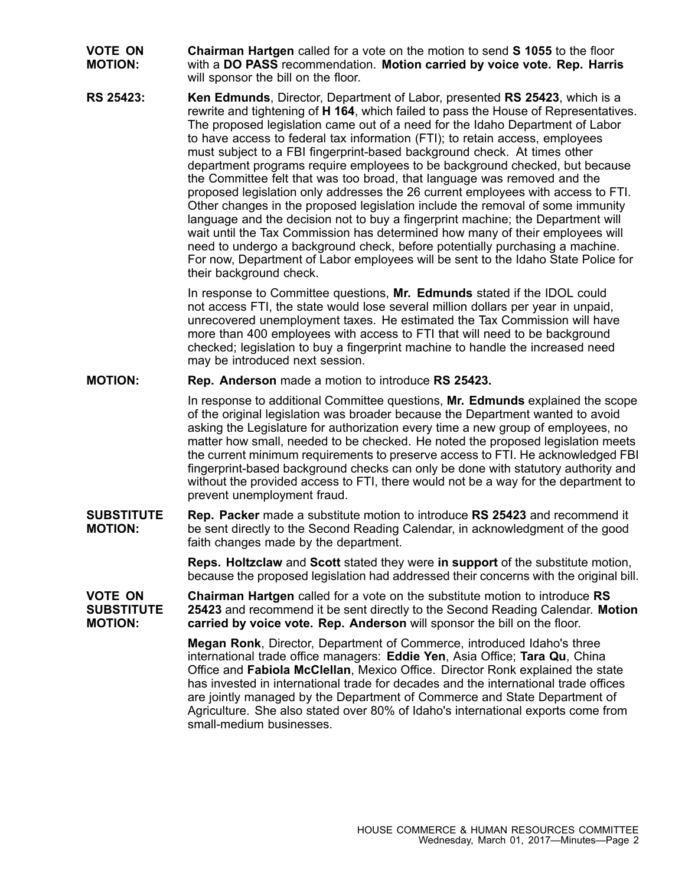**VOTE ON MOTION:** **Chairman Hartgen** called for a vote on the motion to send **S 1055** to the floor with a **DO PASS** recommendation. **Motion carried by voice vote. Rep. Harris** will sponsor the bill on the floor.

**RS 25423:** **Ken Edmunds**, Director, Department of Labor, presented **RS 25423**, which is a rewrite and tightening of **H 164**, which failed to pass the House of Representatives. The proposed legislation came out of a need for the Idaho Department of Labor to have access to federal tax information (FTI); to retain access, employees must subject to a FBI fingerprint-based background check. At times other department programs require employees to be background checked, but because the Committee felt that was too broad, that language was removed and the proposed legislation only addresses the 26 current employees with access to FTI. Other changes in the proposed legislation include the removal of some immunity language and the decision not to buy a fingerprint machine; the Department will wait until the Tax Commission has determined how many of their employees will need to undergo a background check, before potentially purchasing a machine. For now, Department of Labor employees will be sent to the Idaho State Police for their background check.

In response to Committee questions, **Mr. Edmunds** stated if the IDOL could not access FTI, the state would lose several million dollars per year in unpaid, unrecovered unemployment taxes. He estimated the Tax Commission will have more than 400 employees with access to FTI that will need to be background checked; legislation to buy a fingerprint machine to handle the increased need may be introduced next session.

**MOTION:** **Rep. Anderson** made a motion to introduce **RS 25423.**

In response to additional Committee questions, **Mr. Edmunds** explained the scope of the original legislation was broader because the Department wanted to avoid asking the Legislature for authorization every time a new group of employees, no matter how small, needed to be checked. He noted the proposed legislation meets the current minimum requirements to preserve access to FTI. He acknowledged FBI fingerprint-based background checks can only be done with statutory authority and without the provided access to FTI, there would not be a way for the department to prevent unemployment fraud.

**SUBSTITUTE MOTION:** **Rep. Packer** made a substitute motion to introduce **RS 25423** and recommend it be sent directly to the Second Reading Calendar, in acknowledgment of the good faith changes made by the department.

**Reps. Holtzclaw** and **Scott** stated they were **in support** of the substitute motion, because the proposed legislation had addressed their concerns with the original bill.

**VOTE ON SUBSTITUTE MOTION:** **Chairman Hartgen** called for a vote on the substitute motion to introduce **RS 25423** and recommend it be sent directly to the Second Reading Calendar. **Motion carried by voice vote. Rep. Anderson** will sponsor the bill on the floor.

**Megan Ronk**, Director, Department of Commerce, introduced Idaho's three international trade office managers: **Eddie Yen**, Asia Office; **Tara Qu**, China Office and **Fabiola McClellan**, Mexico Office. Director Ronk explained the state has invested in international trade for decades and the international trade offices are jointly managed by the Department of Commerce and State Department of Agriculture. She also stated over 80% of Idaho's international exports come from small-medium businesses.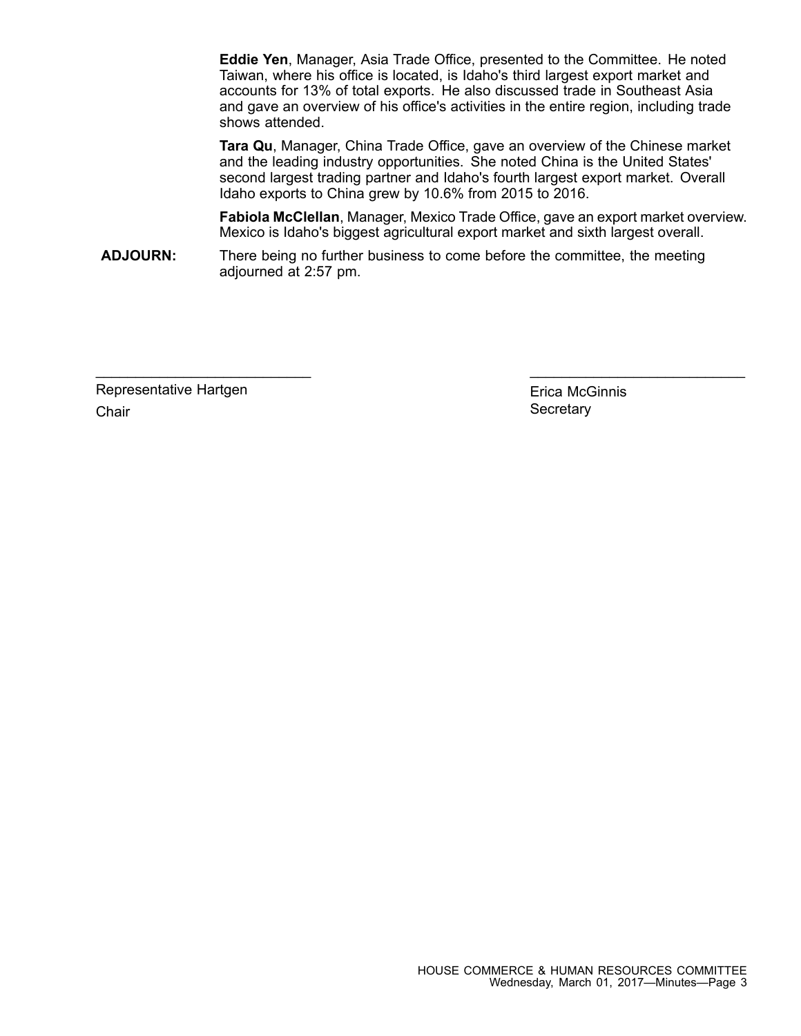**Eddie Yen**, Manager, Asia Trade Office, presented to the Committee. He noted Taiwan, where his office is located, is Idaho's third largest export market and accounts for 13% of total exports. He also discussed trade in Southeast Asia and gave an overview of his office's activities in the entire region, including trade shows attended.

**Tara Qu**, Manager, China Trade Office, gave an overview of the Chinese market and the leading industry opportunities. She noted China is the United States' second largest trading partner and Idaho's fourth largest export market. Overall Idaho exports to China grew by 10.6% from 2015 to 2016.

**Fabiola McClellan**, Manager, Mexico Trade Office, gave an export market overview. Mexico is Idaho's biggest agricultural export market and sixth largest overall.

**ADJOURN:** There being no further business to come before the committee, the meeting adjourned at 2:57 pm.

___________________________
Representative Hartgen
Chair

___________________________
Erica McGinnis
Secretary